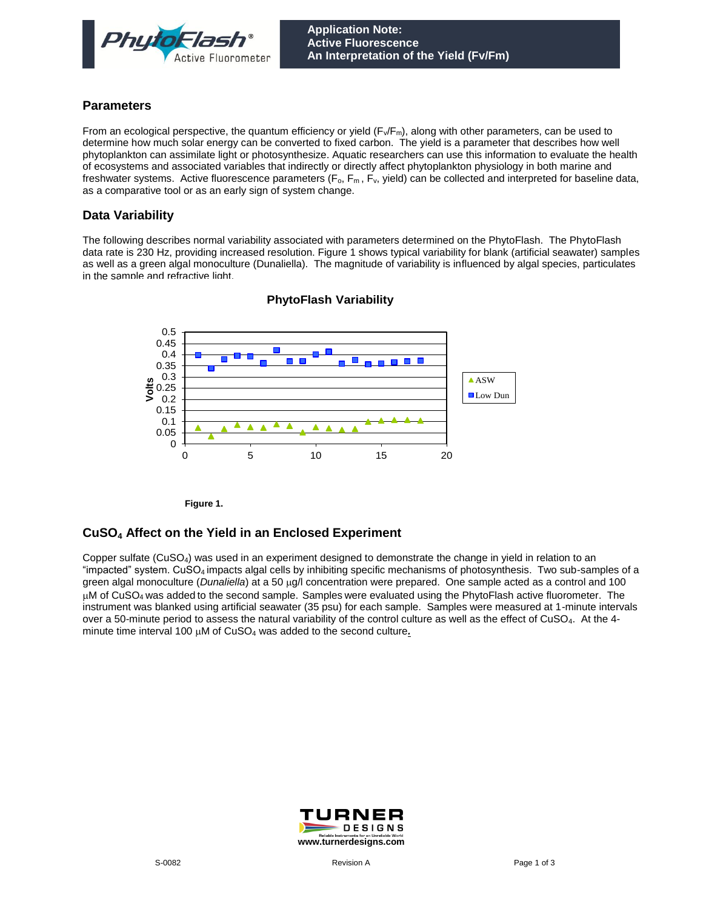**Application Note:**
**Active Fluorescence**
**An Interpretation of the Yield (Fv/Fm)**

## Parameters

From an ecological perspective, the quantum efficiency or yield ($F_v/F_m$), along with other parameters, can be used to determine how much solar energy can be converted to fixed carbon. The yield is a parameter that describes how well phytoplankton can assimilate light or photosynthesize. Aquatic researchers can use this information to evaluate the health of ecosystems and associated variables that indirectly or directly affect phytoplankton physiology in both marine and freshwater systems. Active fluorescence parameters ($F_o$, $F_m$, $F_v$, yield) can be collected and interpreted for baseline data, as a comparative tool or as an early sign of system change.

## Data Variability

The following describes normal variability associated with parameters determined on the PhytoFlash. The PhytoFlash data rate is 230 Hz, providing increased resolution. Figure 1 shows typical variability for blank (artificial seawater) samples as well as a green algal monoculture (Dunaliella). The magnitude of variability is influenced by algal species, particulates in the sample and refractive light.

**PhytoFlash Variability**

**Figure 1.**

## $CuSO_4$ Affect on the Yield in an Enclosed Experiment

Copper sulfate ($CuSO_4$) was used in an experiment designed to demonstrate the change in yield in relation to an "impacted" system. $CuSO_4$ impacts algal cells by inhibiting specific mechanisms of photosynthesis. Two sub-samples of a green algal monoculture (*Dunaliella*) at a 50 µg/l concentration were prepared. One sample acted as a control and 100 µM of $CuSO_4$ was added to the second sample. Samples were evaluated using the PhytoFlash active fluorometer. The instrument was blanked using artificial seawater (35 psu) for each sample. Samples were measured at 1-minute intervals over a 50-minute period to assess the natural variability of the control culture as well as the effect of $CuSO_4$. At the 4-minute time interval 100 µM of $CuSO_4$ was added to the second culture.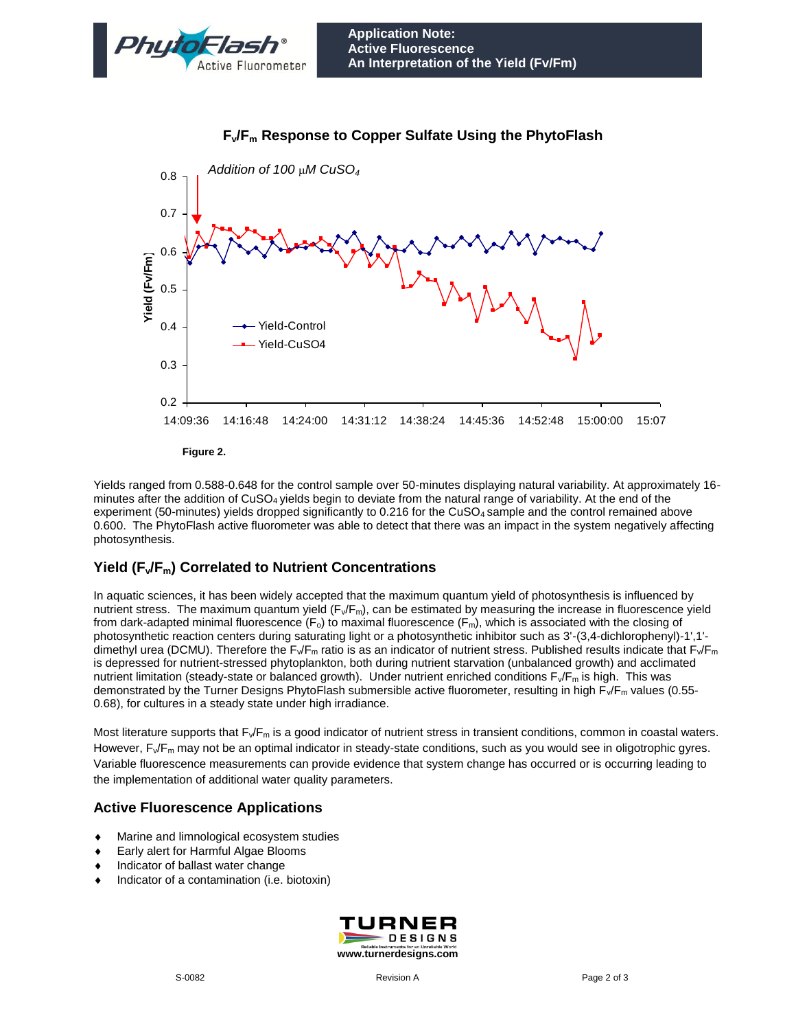## $F_v/F_m$ Response to Copper Sulfate Using the PhytoFlash

Figure 2.

Yields ranged from 0.588-0.648 for the control sample over 50-minutes displaying natural variability. At approximately 16-minutes after the addition of $CuSO_4$ yields begin to deviate from the natural range of variability. At the end of the experiment (50-minutes) yields dropped significantly to 0.216 for the $CuSO_4$ sample and the control remained above 0.600. The PhytoFlash active fluorometer was able to detect that there was an impact in the system negatively affecting photosynthesis.

## Yield ($F_v/F_m$) Correlated to Nutrient Concentrations

In aquatic sciences, it has been widely accepted that the maximum quantum yield of photosynthesis is influenced by nutrient stress. The maximum quantum yield ($F_v/F_m$), can be estimated by measuring the increase in fluorescence yield from dark-adapted minimal fluorescence ($F_o$) to maximal fluorescence ($F_m$), which is associated with the closing of photosynthetic reaction centers during saturating light or a photosynthetic inhibitor such as 3'-(3,4-dichlorophenyl)-1',1'-dimethyl urea (DCMU). Therefore the $F_v/F_m$ ratio is as an indicator of nutrient stress. Published results indicate that $F_v/F_m$ is depressed for nutrient-stressed phytoplankton, both during nutrient starvation (unbalanced growth) and acclimated nutrient limitation (steady-state or balanced growth). Under nutrient enriched conditions $F_v/F_m$ is high. This was demonstrated by the Turner Designs PhytoFlash submersible active fluorometer, resulting in high $F_v/F_m$ values (0.55-0.68), for cultures in a steady state under high irradiance.

Most literature supports that $F_v/F_m$ is a good indicator of nutrient stress in transient conditions, common in coastal waters. However, $F_v/F_m$ may not be an optimal indicator in steady-state conditions, such as you would see in oligotrophic gyres. Variable fluorescence measurements can provide evidence that system change has occurred or is occurring leading to the implementation of additional water quality parameters.

## Active Fluorescence Applications

- Marine and limnological ecosystem studies
- Early alert for Harmful Algae Blooms
- Indicator of ballast water change
- Indicator of a contamination (i.e. biotoxin)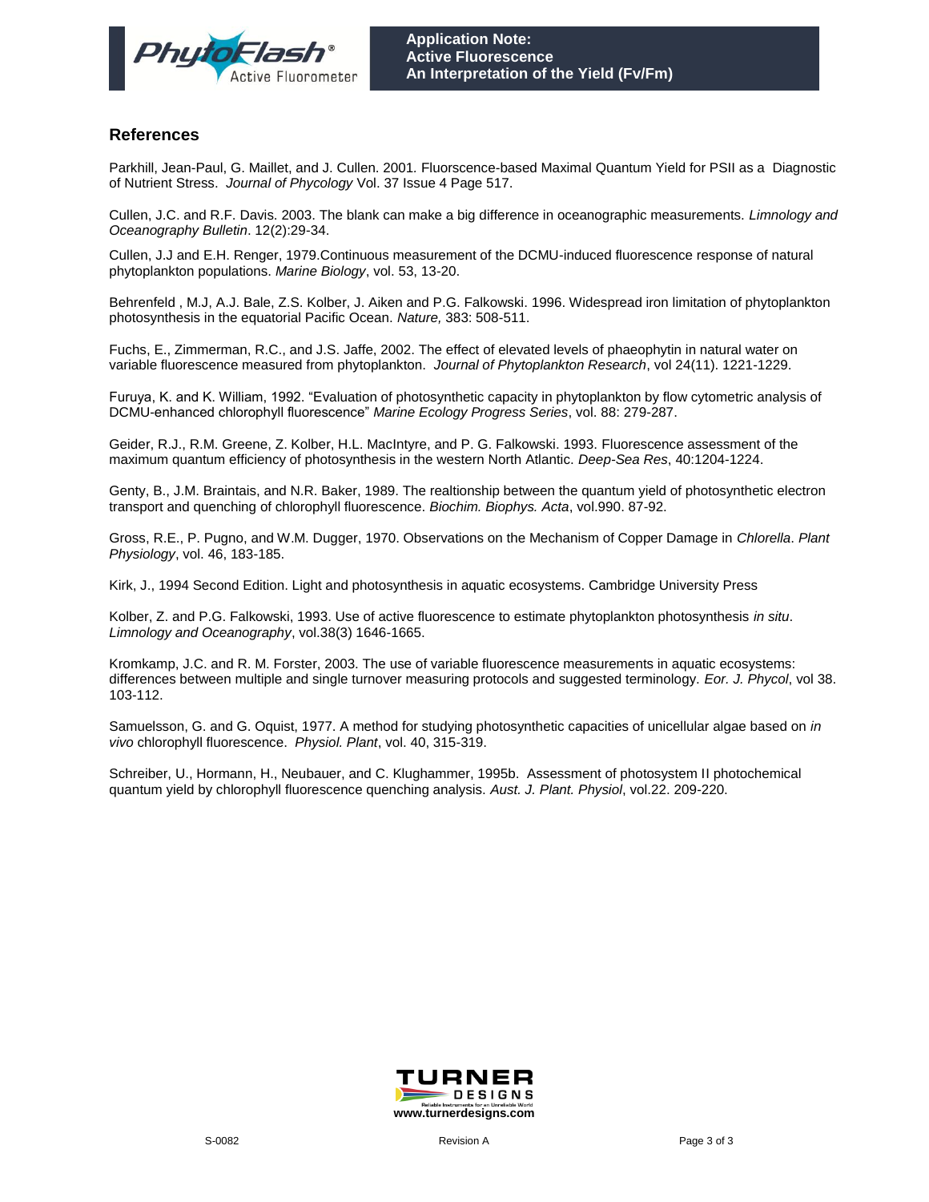## References

Parkhill, Jean-Paul, G. Maillet, and J. Cullen. 2001. Fluorscence-based Maximal Quantum Yield for PSII as a Diagnostic of Nutrient Stress. *Journal of Phycology* Vol. 37 Issue 4 Page 517.

Cullen, J.C. and R.F. Davis. 2003. The blank can make a big difference in oceanographic measurements. *Limnology and Oceanography Bulletin*. 12(2):29-34.

Cullen, J.J and E.H. Renger, 1979.Continuous measurement of the DCMU-induced fluorescence response of natural phytoplankton populations. *Marine Biology*, vol. 53, 13-20.

Behrenfeld , M.J, A.J. Bale, Z.S. Kolber, J. Aiken and P.G. Falkowski. 1996. Widespread iron limitation of phytoplankton photosynthesis in the equatorial Pacific Ocean. *Nature,* 383: 508-511.

Fuchs, E., Zimmerman, R.C., and J.S. Jaffe, 2002. The effect of elevated levels of phaeophytin in natural water on variable fluorescence measured from phytoplankton. *Journal of Phytoplankton Research*, vol 24(11). 1221-1229.

Furuya, K. and K. William, 1992. "Evaluation of photosynthetic capacity in phytoplankton by flow cytometric analysis of DCMU-enhanced chlorophyll fluorescence" *Marine Ecology Progress Series*, vol. 88: 279-287.

Geider, R.J., R.M. Greene, Z. Kolber, H.L. MacIntyre, and P. G. Falkowski. 1993. Fluorescence assessment of the maximum quantum efficiency of photosynthesis in the western North Atlantic. *Deep-Sea Res*, 40:1204-1224.

Genty, B., J.M. Braintais, and N.R. Baker, 1989. The realtionship between the quantum yield of photosynthetic electron transport and quenching of chlorophyll fluorescence. *Biochim. Biophys. Acta*, vol.990. 87-92.

Gross, R.E., P. Pugno, and W.M. Dugger, 1970. Observations on the Mechanism of Copper Damage in *Chlorella*. *Plant Physiology*, vol. 46, 183-185.

Kirk, J., 1994 Second Edition. Light and photosynthesis in aquatic ecosystems. Cambridge University Press

Kolber, Z. and P.G. Falkowski, 1993. Use of active fluorescence to estimate phytoplankton photosynthesis *in situ*. *Limnology and Oceanography*, vol.38(3) 1646-1665.

Kromkamp, J.C. and R. M. Forster, 2003. The use of variable fluorescence measurements in aquatic ecosystems: differences between multiple and single turnover measuring protocols and suggested terminology. *Eor. J. Phycol*, vol 38. 103-112.

Samuelsson, G. and G. Oquist, 1977. A method for studying photosynthetic capacities of unicellular algae based on *in vivo* chlorophyll fluorescence. *Physiol. Plant*, vol. 40, 315-319.

Schreiber, U., Hormann, H., Neubauer, and C. Klughammer, 1995b. Assessment of photosystem II photochemical quantum yield by chlorophyll fluorescence quenching analysis. *Aust. J. Plant. Physiol*, vol.22. 209-220.